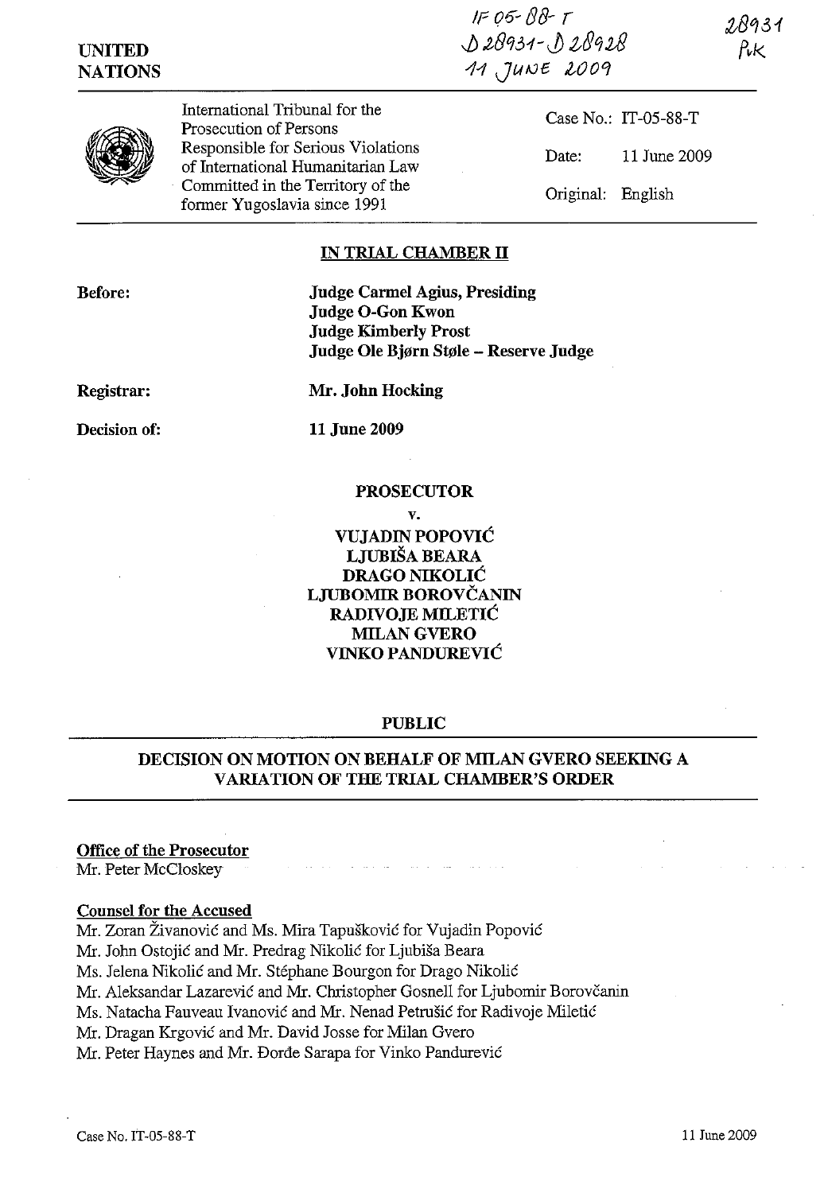UNITED NATIONS

IT-05-88-T
D28931-D28928
11 JUNE 2009

28931
PvK

International Tribunal for the Prosecution of Persons Responsible for Serious Violations of International Humanitarian Law Committed in the Territory of the former Yugoslavia since 1991

Case No.: IT-05-88-T

Date: 11 June 2009

Original: English

## IN TRIAL CHAMBER II

**Before:** **Judge Carmel Agius, Presiding**
**Judge O-Gon Kwon**
**Judge Kimberly Prost**
**Judge Ole Bjørn Støle – Reserve Judge**

**Registrar:** **Mr. John Hocking**

**Decision of:** **11 June 2009**

**PROSECUTOR**

**v.**

**VUJADIN POPOVIĆ**
**LJUBIŠA BEARA**
**DRAGO NIKOLIĆ**
**LJUBOMIR BOROVČANIN**
**RADIVOJE MILETIĆ**
**MILAN GVERO**
**VINKO PANDUREVIĆ**

**PUBLIC**

## DECISION ON MOTION ON BEHALF OF MILAN GVERO SEEKING A VARIATION OF THE TRIAL CHAMBER'S ORDER

**Office of the Prosecutor**
Mr. Peter McCloskey

**Counsel for the Accused**
Mr. Zoran Živanović and Ms. Mira Tapušković for Vujadin Popović
Mr. John Ostojić and Mr. Predrag Nikolić for Ljubiša Beara
Ms. Jelena Nikolić and Mr. Stéphane Bourgon for Drago Nikolić
Mr. Aleksandar Lazarević and Mr. Christopher Gosnell for Ljubomir Borovčanin
Ms. Natacha Fauveau Ivanović and Mr. Nenad Petrušić for Radivoje Miletić
Mr. Dragan Krgović and Mr. David Josse for Milan Gvero
Mr. Peter Haynes and Mr. Đorđe Sarapa for Vinko Pandurević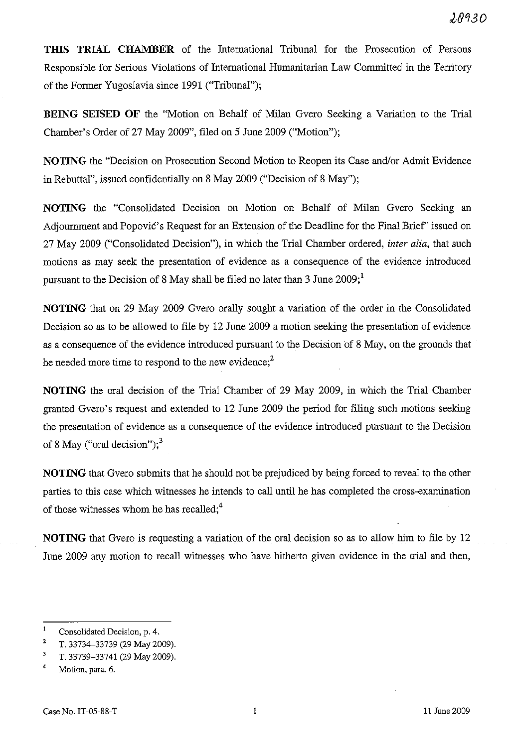**THIS TRIAL CHAMBER** of the International Tribunal for the Prosecution of Persons Responsible for Serious Violations of International Humanitarian Law Committed in the Territory of the Former Yugoslavia since 1991 ("Tribunal");

**BEING SEISED OF** the "Motion on Behalf of Milan Gvero Seeking a Variation to the Trial Chamber's Order of 27 May 2009", filed on 5 June 2009 ("Motion");

**NOTING** the "Decision on Prosecution Second Motion to Reopen its Case and/or Admit Evidence in Rebuttal", issued confidentially on 8 May 2009 ("Decision of 8 May");

**NOTING** the "Consolidated Decision on Motion on Behalf of Milan Gvero Seeking an Adjournment and Popović's Request for an Extension of the Deadline for the Final Brief" issued on 27 May 2009 ("Consolidated Decision"), in which the Trial Chamber ordered, *inter alia*, that such motions as may seek the presentation of evidence as a consequence of the evidence introduced pursuant to the Decision of 8 May shall be filed no later than 3 June 2009;[1]

**NOTING** that on 29 May 2009 Gvero orally sought a variation of the order in the Consolidated Decision so as to be allowed to file by 12 June 2009 a motion seeking the presentation of evidence as a consequence of the evidence introduced pursuant to the Decision of 8 May, on the grounds that he needed more time to respond to the new evidence;[2]

**NOTING** the oral decision of the Trial Chamber of 29 May 2009, in which the Trial Chamber granted Gvero's request and extended to 12 June 2009 the period for filing such motions seeking the presentation of evidence as a consequence of the evidence introduced pursuant to the Decision of 8 May ("oral decision");[3]

**NOTING** that Gvero submits that he should not be prejudiced by being forced to reveal to the other parties to this case which witnesses he intends to call until he has completed the cross-examination of those witnesses whom he has recalled;[4]

**NOTING** that Gvero is requesting a variation of the oral decision so as to allow him to file by 12 June 2009 any motion to recall witnesses who have hitherto given evidence in the trial and then,

---

[1] Consolidated Decision, p. 4.

[2] T. 33734–33739 (29 May 2009).

[3] T. 33739–33741 (29 May 2009).

[4] Motion, para. 6.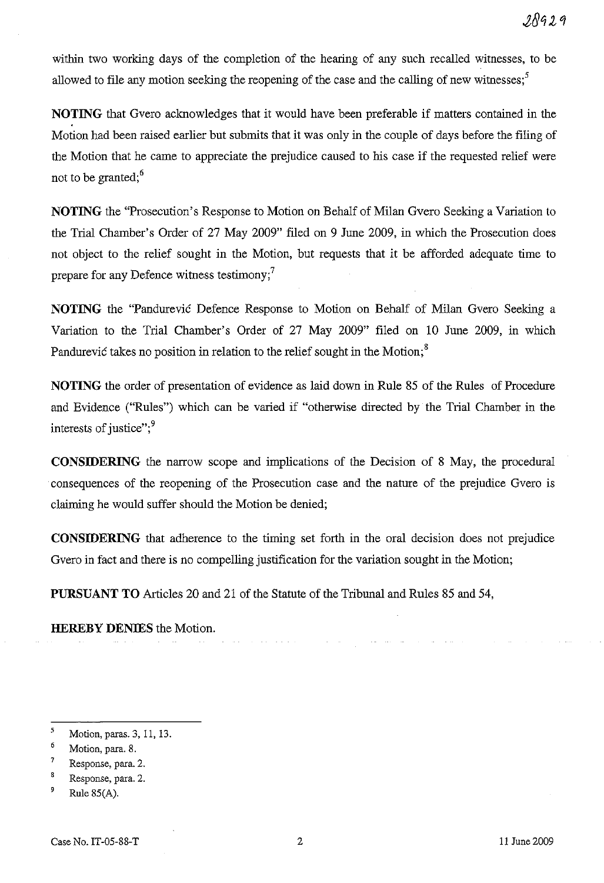within two working days of the completion of the hearing of any such recalled witnesses, to be allowed to file any motion seeking the reopening of the case and the calling of new witnesses;[5]

**NOTING** that Gvero acknowledges that it would have been preferable if matters contained in the Motion had been raised earlier but submits that it was only in the couple of days before the filing of the Motion that he came to appreciate the prejudice caused to his case if the requested relief were not to be granted;[6]

**NOTING** the "Prosecution's Response to Motion on Behalf of Milan Gvero Seeking a Variation to the Trial Chamber's Order of 27 May 2009" filed on 9 June 2009, in which the Prosecution does not object to the relief sought in the Motion, but requests that it be afforded adequate time to prepare for any Defence witness testimony;[7]

**NOTING** the "Pandurević Defence Response to Motion on Behalf of Milan Gvero Seeking a Variation to the Trial Chamber's Order of 27 May 2009" filed on 10 June 2009, in which Pandurević takes no position in relation to the relief sought in the Motion;[8]

**NOTING** the order of presentation of evidence as laid down in Rule 85 of the Rules of Procedure and Evidence ("Rules") which can be varied if "otherwise directed by the Trial Chamber in the interests of justice";[9]

**CONSIDERING** the narrow scope and implications of the Decision of 8 May, the procedural consequences of the reopening of the Prosecution case and the nature of the prejudice Gvero is claiming he would suffer should the Motion be denied;

**CONSIDERING** that adherence to the timing set forth in the oral decision does not prejudice Gvero in fact and there is no compelling justification for the variation sought in the Motion;

**PURSUANT TO** Articles 20 and 21 of the Statute of the Tribunal and Rules 85 and 54,

**HEREBY DENIES** the Motion.

---

[5] Motion, paras. 3, 11, 13.

[6] Motion, para. 8.

[7] Response, para. 2.

[8] Response, para. 2.

[9] Rule 85(A).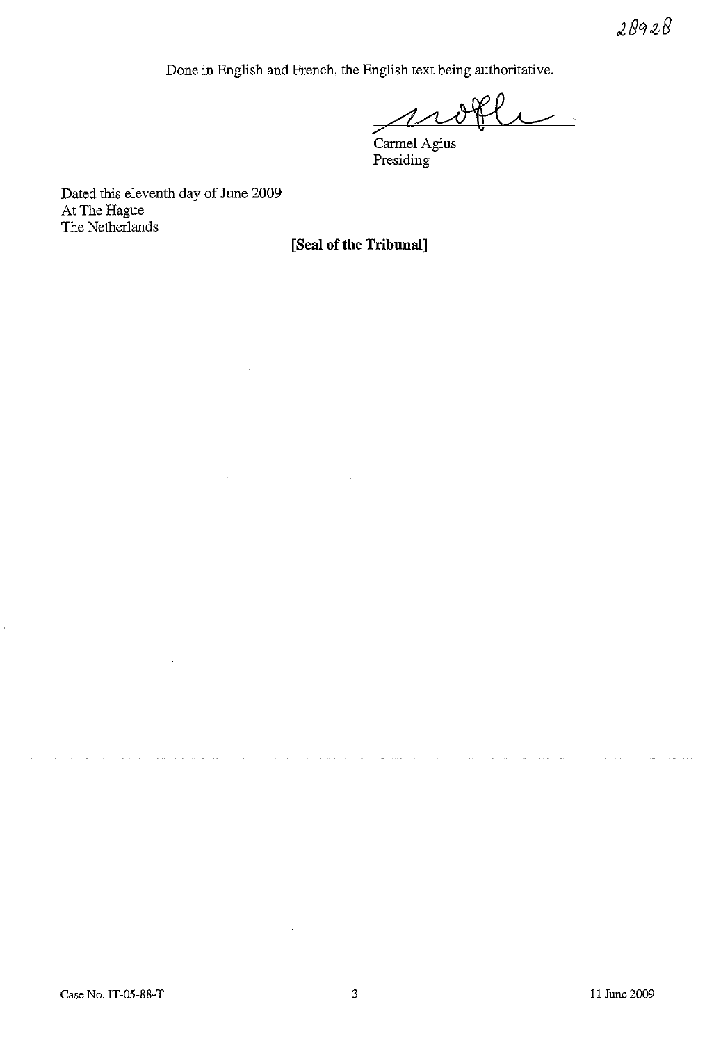Done in English and French, the English text being authoritative.

Carmel Agius
Presiding

Dated this eleventh day of June 2009
At The Hague
The Netherlands

**[Seal of the Tribunal]**